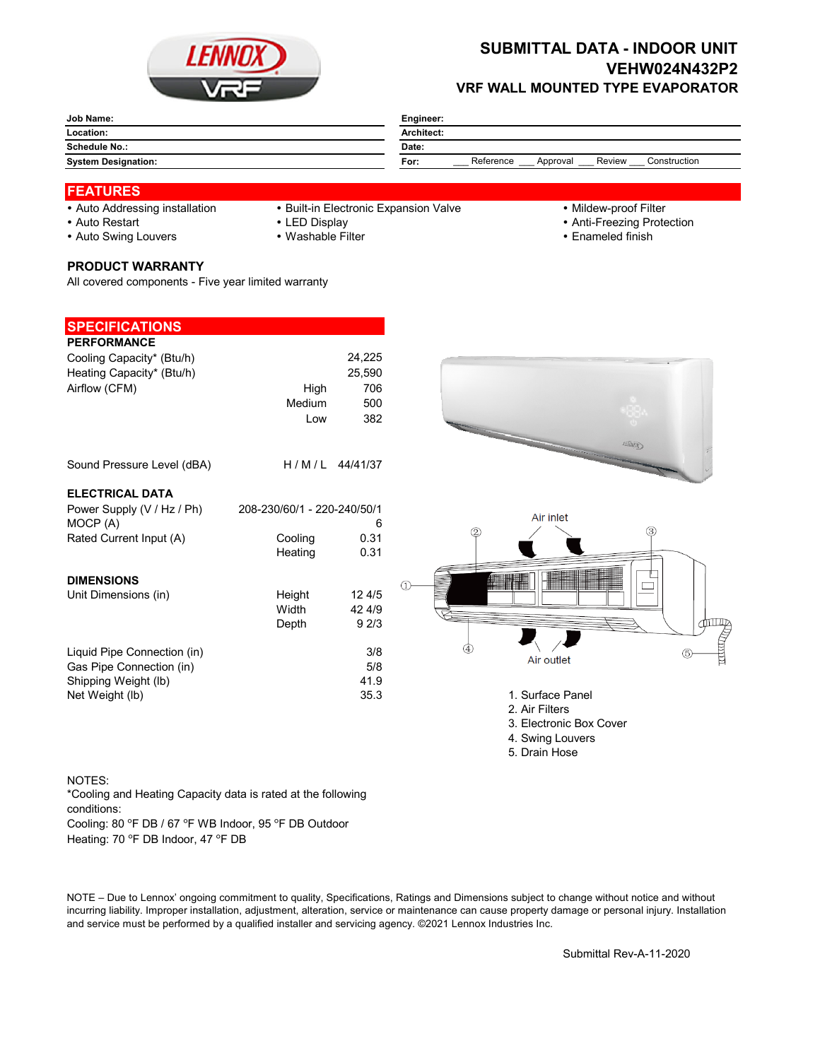# SUBMITTAL DATA - INDOOR UNIT
## VEHW024N432P2
### VRF WALL MOUNTED TYPE EVAPORATOR

| Job Name: | Engineer: |
|---|---|
| Location: | Architect: |
| Schedule No.: | Date: |
| System Designation: | For: ___ Reference ___ Approval ___ Review ___ Construction |

## FEATURES

- Auto Addressing installation
- Auto Restart
- Auto Swing Louvers
- Built-in Electronic Expansion Valve
- LED Display
- Washable Filter
- Mildew-proof Filter
- Anti-Freezing Protection
- Enameled finish

### PRODUCT WARRANTY

All covered components - Five year limited warranty

## SPECIFICATIONS

### PERFORMANCE

| | | |
|---|---|---|
| Cooling Capacity* (Btu/h) | | 24,225 |
| Heating Capacity* (Btu/h) | | 25,590 |
| Airflow (CFM) | High | 706 |
| | Medium | 500 |
| | Low | 382 |
| Sound Pressure Level (dBA) | H / M / L | 44/41/37 |

### ELECTRICAL DATA

| | | |
|---|---|---|
| Power Supply (V / Hz / Ph) | 208-230/60/1 - 220-240/50/1 | |
| MOCP (A) | | 6 |
| Rated Current Input (A) | Cooling | 0.31 |
| | Heating | 0.31 |

### DIMENSIONS

| | | |
|---|---|---|
| Unit Dimensions (in) | Height | 12 4/5 |
| | Width | 42 4/9 |
| | Depth | 9 2/3 |
| Liquid Pipe Connection (in) | | 3/8 |
| Gas Pipe Connection (in) | | 5/8 |
| Shipping Weight (lb) | | 41.9 |
| Net Weight (lb) | | 35.3 |

Air inlet

Air outlet

1. Surface Panel
2. Air Filters
3. Electronic Box Cover
4. Swing Louvers
5. Drain Hose

NOTES:
*Cooling and Heating Capacity data is rated at the following conditions:
Cooling: 80 °F DB / 67 °F WB Indoor, 95 °F DB Outdoor
Heating: 70 °F DB Indoor, 47 °F DB

NOTE – Due to Lennox' ongoing commitment to quality, Specifications, Ratings and Dimensions subject to change without notice and without incurring liability. Improper installation, adjustment, alteration, service or maintenance can cause property damage or personal injury. Installation and service must be performed by a qualified installer and servicing agency. ©2021 Lennox Industries Inc.

Submittal Rev-A-11-2020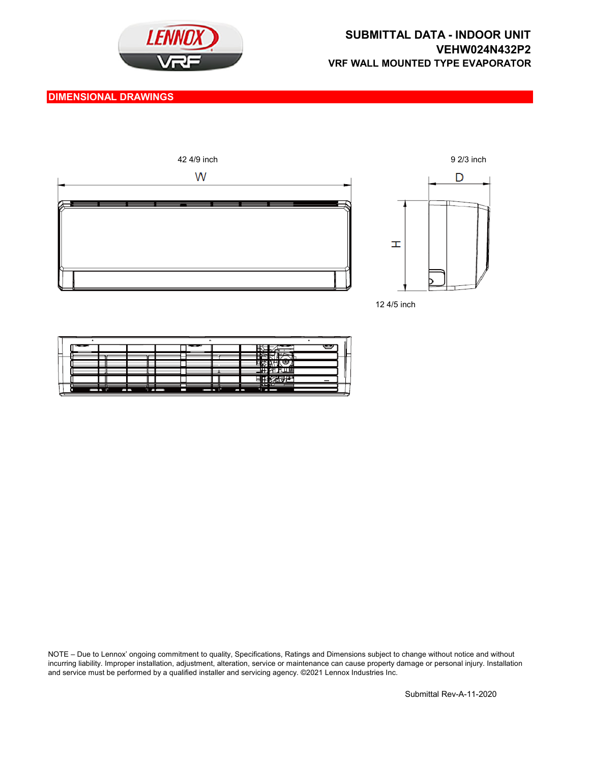SUBMITTAL DATA - INDOOR UNIT

**VEHW024N432P2**

VRF WALL MOUNTED TYPE EVAPORATOR

## DIMENSIONAL DRAWINGS

42 4/9 inch

W

9 2/3 inch

D

H

12 4/5 inch

NOTE – Due to Lennox' ongoing commitment to quality, Specifications, Ratings and Dimensions subject to change without notice and without incurring liability. Improper installation, adjustment, alteration, service or maintenance can cause property damage or personal injury. Installation and service must be performed by a qualified installer and servicing agency. ©2021 Lennox Industries Inc.

Submittal Rev-A-11-2020